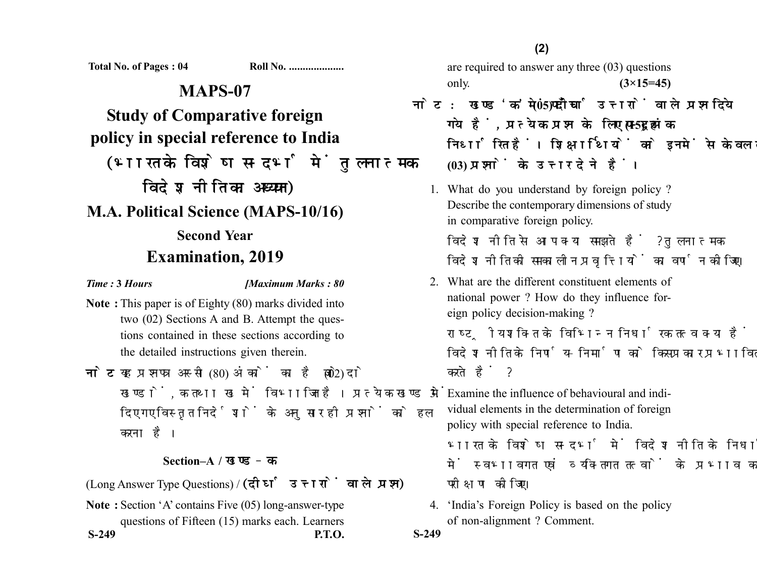Total No. of Pages : 04 Roll No. ....................

# MAPS-07

## Study of Comparative foreign policy in special reference to India

## (भारत के विशेष सन्दर्भ में तुलनात्मक विदेश नीति का अध्ययन)

## M.A. Political Science (MAPS-10/16)

### Second Year

## Examination, 2019

*Time :* **3** *Hours* *[Maximum Marks : 80*

**Note :** This paper is of Eighty (80) marks divided into two (02) Sections A and B. Attempt the questions contained in these sections according to the detailed instructions given therein.

**नोट :** यह प्रश्नपत्र अस्सी (80) अंकों का है जो दो (02) खण्डों, क तथा ख में विभाजित है। प्रत्येक खण्ड में दिए गए विस्तृत निर्देशों के अनुसार ही प्रश्नों को हल करना है।

### Section–A / खण्ड–क

(Long Answer Type Questions) / **(दीर्घ उत्तरों वाले प्रश्न)**

**Note :** Section 'A' contains Five (05) long-answer-type questions of Fifteen (15) marks each. Learners are required to answer any three (03) questions only. **(3×15=45)**

**नोट :** खण्ड 'क' में पाँच (05) दीर्घ उत्तरों वाले प्रश्न दिये गये हैं, प्रत्येक प्रश्न के लिए पन्द्रह (15) अंक निर्धारित हैं। शिक्षार्थियों को इनमें से केवल तीन (03) प्रश्नों के उत्तर देने हैं।

1. What do you understand by foreign policy ? Describe the contemporary dimensions of study in comparative foreign policy.

   विदेश नीति से आप क्या समझते हैं ? तुलनात्मक विदेश नीति की समकालीन प्रवृत्तियों का वर्णन कीजिए।

2. What are the different constituent elements of national power ? How do they influence foreign policy decision-making ?

   राष्ट्रीय शक्ति के विभिन्न निर्धारक तत्व क्या हैं ? विदेश नीति के निर्णय-निर्माण को किस प्रकार प्रभावित करते हैं ?

3. Examine the influence of behavioural and individual elements in the determination of foreign policy with special reference to India.

   भारत के विशेष सन्दर्भ में विदेश नीति के निर्धारण में स्वभावगत एवं व्यक्तिगत तत्वों के प्रभाव का परीक्षण कीजिए।

4. 'India's Foreign Policy is based on the policy of non-alignment ? Comment.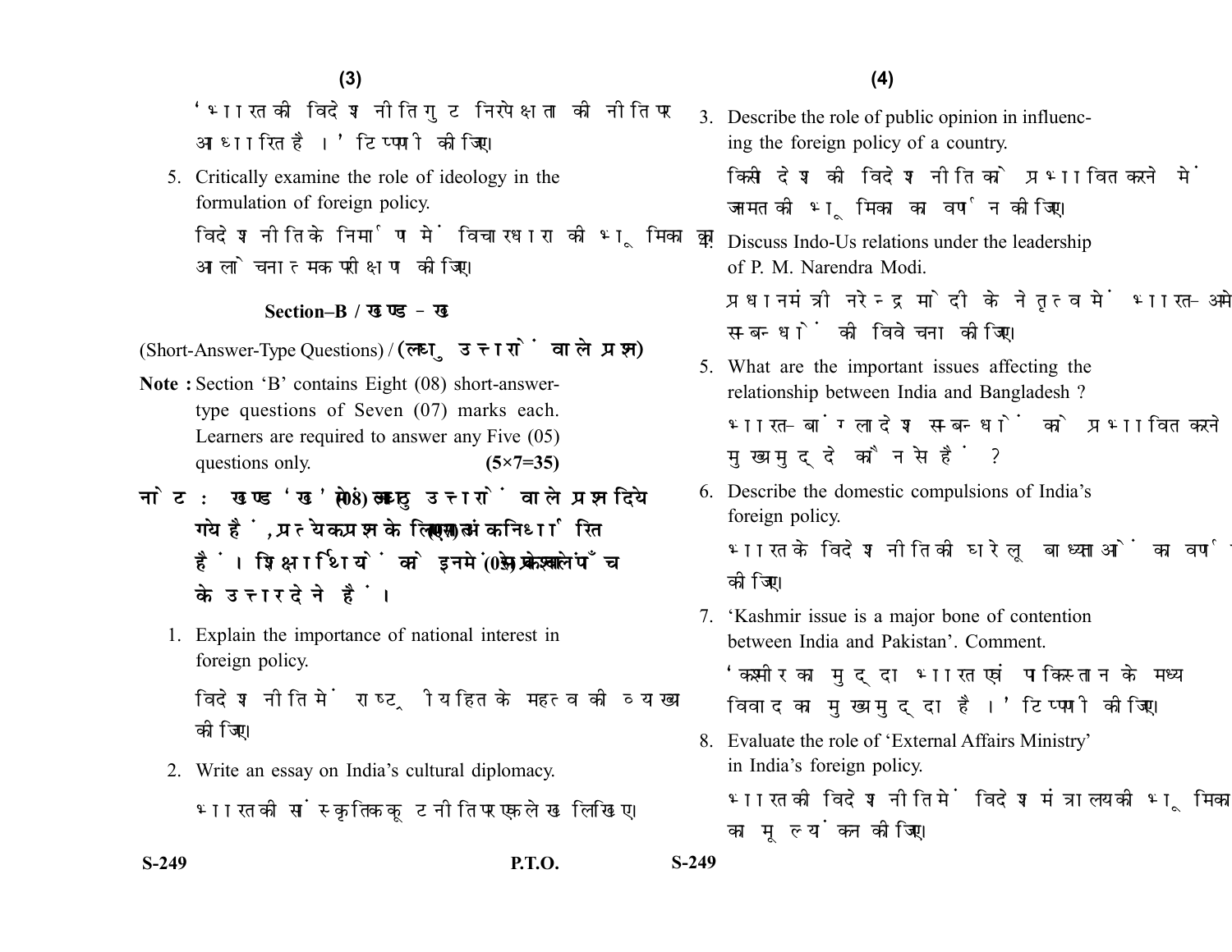'भारत की विदेश नीति गुट निरपेक्षता की नीति पर आधारित है।' टिप्पणी कीजिए।

5. Critically examine the role of ideology in the formulation of foreign policy.

   विदेश नीति के निर्माण में विचारधारा की भूमिका का आलोचनात्मक परीक्षण कीजिए।

## Section–B / खण्ड–ख

(Short-Answer-Type Questions) / (लघु उत्तरों वाले प्रश्न)

**Note :** Section 'B' contains Eight (08) short-answer-type questions of Seven (07) marks each. Learners are required to answer any Five (05) questions only. **(5×7=35)**

**नोट :** खण्ड 'ख' में आठ (08) लघु उत्तरों वाले प्रश्न दिये गये हैं, प्रत्येक प्रश्न के लिए सात (07) अंक निर्धारित हैं। शिक्षार्थियों को इनमें से केवल पाँच (05) प्रश्नों के उत्तर देने हैं।

1. Explain the importance of national interest in foreign policy.

   विदेश नीति में राष्ट्रीय हित के महत्व की व्याख्या कीजिए।

2. Write an essay on India's cultural diplomacy.

   भारत की सांस्कृतिक कूटनीति पर एक लेख लिखिए।

3. Describe the role of public opinion in influencing the foreign policy of a country.

   किसी देश की विदेश नीति को प्रभावित करने में जनमत की भूमिका का वर्णन कीजिए।

4. Discuss Indo-Us relations under the leadership of P. M. Narendra Modi.

   प्रधानमंत्री नरेन्द्र मोदी के नेतृत्व में भारत-अमेरिका सम्बन्धों की विवेचना कीजिए।

5. What are the important issues affecting the relationship between India and Bangladesh ?

   भारत-बांग्लादेश सम्बन्धों को प्रभावित करने वाले मुख्य मुद्दे कौन से हैं ?

6. Describe the domestic compulsions of India's foreign policy.

   भारत के विदेश नीति की घरेलू बाध्यताओं का वर्णन कीजिए।

7. 'Kashmir issue is a major bone of contention between India and Pakistan'. Comment.

   'कश्मीर का मुद्दा भारत एवं पाकिस्तान के मध्य विवाद का मुख्य मुद्दा है।' टिप्पणी कीजिए।

8. Evaluate the role of 'External Affairs Ministry' in India's foreign policy.

   भारत की विदेश नीति में विदेश मंत्रालय की भूमिका का मूल्यांकन कीजिए।